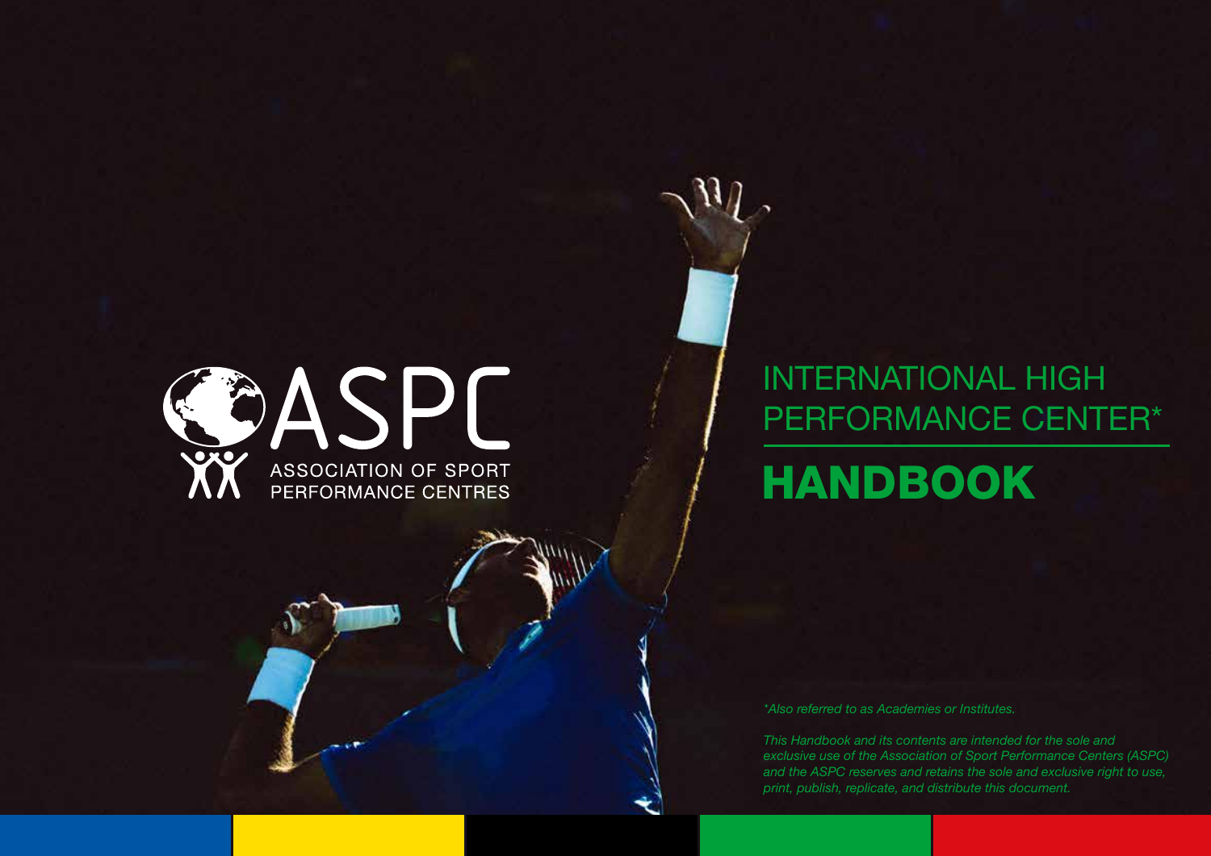ASPC

ASSOCIATION OF SPORT PERFORMANCE CENTRES

# INTERNATIONAL HIGH PERFORMANCE CENTER*

# HANDBOOK

*\*Also referred to as Academies or Institutes.*

*This Handbook and its contents are intended for the sole and exclusive use of the Association of Sport Performance Centers (ASPC) and the ASPC reserves and retains the sole and exclusive right to use, print, publish, replicate, and distribute this document.*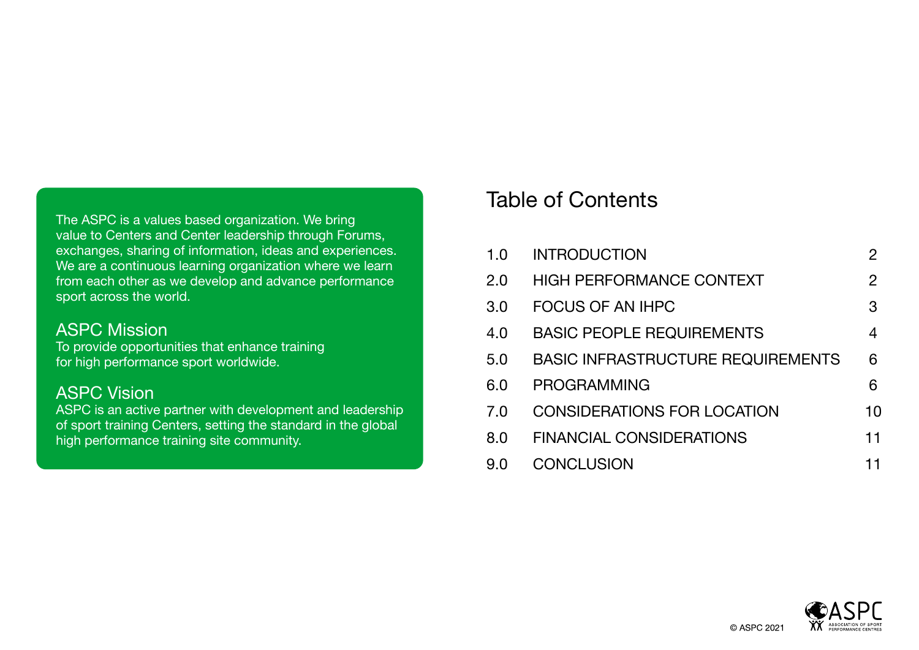The ASPC is a values based organization. We bring value to Centers and Center leadership through Forums, exchanges, sharing of information, ideas and experiences. We are a continuous learning organization where we learn from each other as we develop and advance performance sport across the world.

## ASPC Mission

To provide opportunities that enhance training for high performance sport worldwide.

## ASPC Vision

ASPC is an active partner with development and leadership of sport training Centers, setting the standard in the global high performance training site community.

# Table of Contents

| | | |
|---|---|---|
| 1.0 | INTRODUCTION | 2 |
| 2.0 | HIGH PERFORMANCE CONTEXT | 2 |
| 3.0 | FOCUS OF AN IHPC | 3 |
| 4.0 | BASIC PEOPLE REQUIREMENTS | 4 |
| 5.0 | BASIC INFRASTRUCTURE REQUIREMENTS | 6 |
| 6.0 | PROGRAMMING | 6 |
| 7.0 | CONSIDERATIONS FOR LOCATION | 10 |
| 8.0 | FINANCIAL CONSIDERATIONS | 11 |
| 9.0 | CONCLUSION | 11 |

© ASPC 2021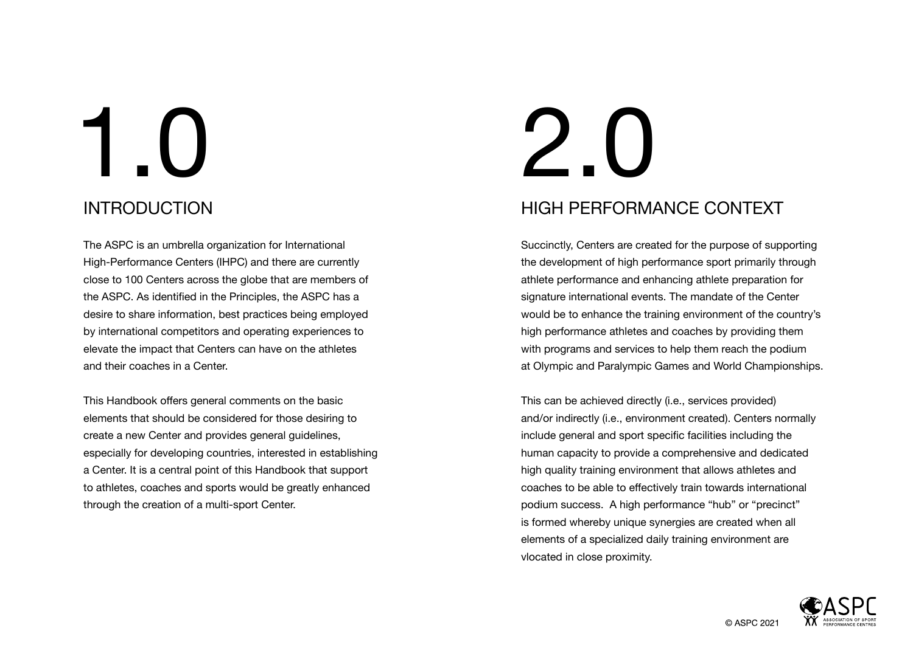# 1.0

## INTRODUCTION

The ASPC is an umbrella organization for International High-Performance Centers (IHPC) and there are currently close to 100 Centers across the globe that are members of the ASPC. As identified in the Principles, the ASPC has a desire to share information, best practices being employed by international competitors and operating experiences to elevate the impact that Centers can have on the athletes and their coaches in a Center.

This Handbook offers general comments on the basic elements that should be considered for those desiring to create a new Center and provides general guidelines, especially for developing countries, interested in establishing a Center. It is a central point of this Handbook that support to athletes, coaches and sports would be greatly enhanced through the creation of a multi-sport Center.

# 2.0

## HIGH PERFORMANCE CONTEXT

Succinctly, Centers are created for the purpose of supporting the development of high performance sport primarily through athlete performance and enhancing athlete preparation for signature international events. The mandate of the Center would be to enhance the training environment of the country's high performance athletes and coaches by providing them with programs and services to help them reach the podium at Olympic and Paralympic Games and World Championships.

This can be achieved directly (i.e., services provided) and/or indirectly (i.e., environment created). Centers normally include general and sport specific facilities including the human capacity to provide a comprehensive and dedicated high quality training environment that allows athletes and coaches to be able to effectively train towards international podium success. A high performance "hub" or "precinct" is formed whereby unique synergies are created when all elements of a specialized daily training environment are vlocated in close proximity.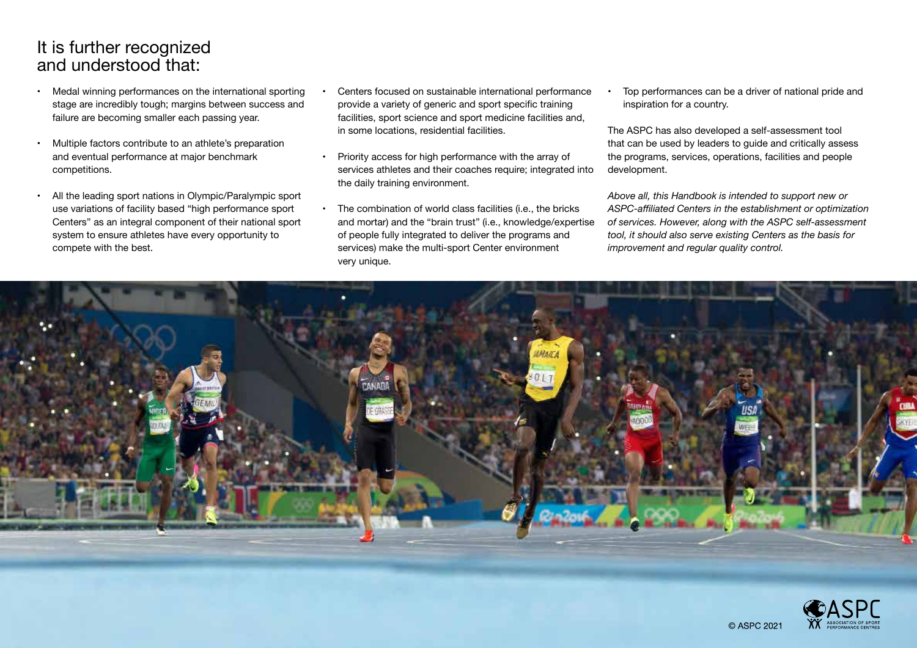## It is further recognized and understood that:

- Medal winning performances on the international sporting stage are incredibly tough; margins between success and failure are becoming smaller each passing year.
- Multiple factors contribute to an athlete's preparation and eventual performance at major benchmark competitions.
- All the leading sport nations in Olympic/Paralympic sport use variations of facility based "high performance sport Centers" as an integral component of their national sport system to ensure athletes have every opportunity to compete with the best.
- Centers focused on sustainable international performance provide a variety of generic and sport specific training facilities, sport science and sport medicine facilities and, in some locations, residential facilities.
- Priority access for high performance with the array of services athletes and their coaches require; integrated into the daily training environment.
- The combination of world class facilities (i.e., the bricks and mortar) and the "brain trust" (i.e., knowledge/expertise of people fully integrated to deliver the programs and services) make the multi-sport Center environment very unique.
- Top performances can be a driver of national pride and inspiration for a country.

The ASPC has also developed a self-assessment tool that can be used by leaders to guide and critically assess the programs, services, operations, facilities and people development.

*Above all, this Handbook is intended to support new or ASPC-affiliated Centers in the establishment or optimization of services. However, along with the ASPC self-assessment tool, it should also serve existing Centers as the basis for improvement and regular quality control.*

© ASPC 2021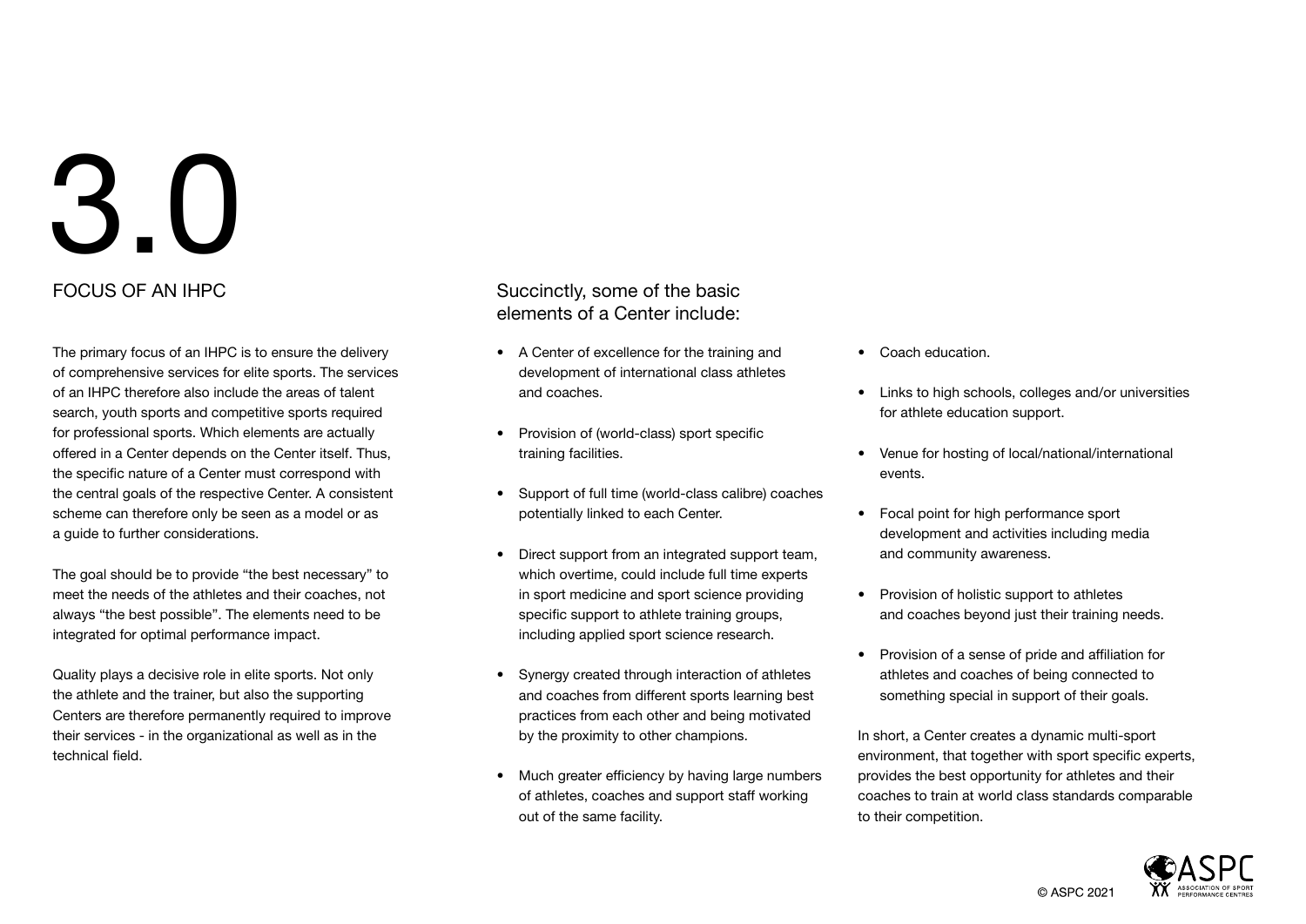# 3.0

## FOCUS OF AN IHPC

The primary focus of an IHPC is to ensure the delivery of comprehensive services for elite sports. The services of an IHPC therefore also include the areas of talent search, youth sports and competitive sports required for professional sports. Which elements are actually offered in a Center depends on the Center itself. Thus, the specific nature of a Center must correspond with the central goals of the respective Center. A consistent scheme can therefore only be seen as a model or as a guide to further considerations.

The goal should be to provide “the best necessary” to meet the needs of the athletes and their coaches, not always “the best possible”. The elements need to be integrated for optimal performance impact.

Quality plays a decisive role in elite sports. Not only the athlete and the trainer, but also the supporting Centers are therefore permanently required to improve their services - in the organizational as well as in the technical field.

### Succinctly, some of the basic elements of a Center include:

- A Center of excellence for the training and development of international class athletes and coaches.
- Provision of (world-class) sport specific training facilities.
- Support of full time (world-class calibre) coaches potentially linked to each Center.
- Direct support from an integrated support team, which overtime, could include full time experts in sport medicine and sport science providing specific support to athlete training groups, including applied sport science research.
- Synergy created through interaction of athletes and coaches from different sports learning best practices from each other and being motivated by the proximity to other champions.
- Much greater efficiency by having large numbers of athletes, coaches and support staff working out of the same facility.
- Coach education.
- Links to high schools, colleges and/or universities for athlete education support.
- Venue for hosting of local/national/international events.
- Focal point for high performance sport development and activities including media and community awareness.
- Provision of holistic support to athletes and coaches beyond just their training needs.
- Provision of a sense of pride and affiliation for athletes and coaches of being connected to something special in support of their goals.

In short, a Center creates a dynamic multi-sport environment, that together with sport specific experts, provides the best opportunity for athletes and their coaches to train at world class standards comparable to their competition.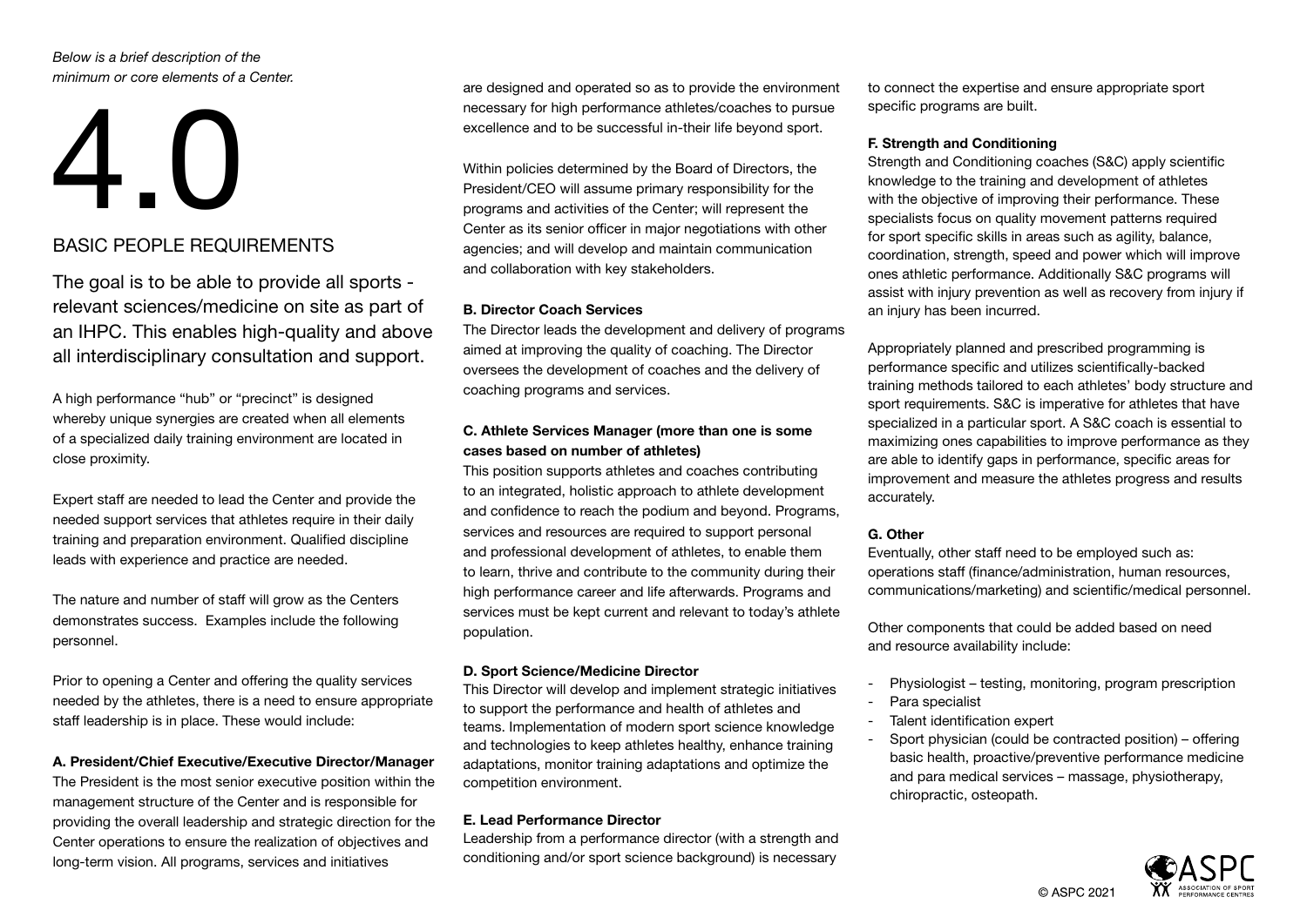*Below is a brief description of the minimum or core elements of a Center.*

# 4.0

## BASIC PEOPLE REQUIREMENTS

The goal is to be able to provide all sports - relevant sciences/medicine on site as part of an IHPC. This enables high-quality and above all interdisciplinary consultation and support.

A high performance "hub" or "precinct" is designed whereby unique synergies are created when all elements of a specialized daily training environment are located in close proximity.

Expert staff are needed to lead the Center and provide the needed support services that athletes require in their daily training and preparation environment. Qualified discipline leads with experience and practice are needed.

The nature and number of staff will grow as the Centers demonstrates success. Examples include the following personnel.

Prior to opening a Center and offering the quality services needed by the athletes, there is a need to ensure appropriate staff leadership is in place. These would include:

**A. President/Chief Executive/Executive Director/Manager**

The President is the most senior executive position within the management structure of the Center and is responsible for providing the overall leadership and strategic direction for the Center operations to ensure the realization of objectives and long-term vision. All programs, services and initiatives are designed and operated so as to provide the environment necessary for high performance athletes/coaches to pursue excellence and to be successful in-their life beyond sport.

Within policies determined by the Board of Directors, the President/CEO will assume primary responsibility for the programs and activities of the Center; will represent the Center as its senior officer in major negotiations with other agencies; and will develop and maintain communication and collaboration with key stakeholders.

**B. Director Coach Services**

The Director leads the development and delivery of programs aimed at improving the quality of coaching. The Director oversees the development of coaches and the delivery of coaching programs and services.

**C. Athlete Services Manager (more than one is some cases based on number of athletes)**

This position supports athletes and coaches contributing to an integrated, holistic approach to athlete development and confidence to reach the podium and beyond. Programs, services and resources are required to support personal and professional development of athletes, to enable them to learn, thrive and contribute to the community during their high performance career and life afterwards. Programs and services must be kept current and relevant to today's athlete population.

**D. Sport Science/Medicine Director**

This Director will develop and implement strategic initiatives to support the performance and health of athletes and teams. Implementation of modern sport science knowledge and technologies to keep athletes healthy, enhance training adaptations, monitor training adaptations and optimize the competition environment.

**E. Lead Performance Director**

Leadership from a performance director (with a strength and conditioning and/or sport science background) is necessary to connect the expertise and ensure appropriate sport specific programs are built.

**F. Strength and Conditioning**

Strength and Conditioning coaches (S&C) apply scientific knowledge to the training and development of athletes with the objective of improving their performance. These specialists focus on quality movement patterns required for sport specific skills in areas such as agility, balance, coordination, strength, speed and power which will improve ones athletic performance. Additionally S&C programs will assist with injury prevention as well as recovery from injury if an injury has been incurred.

Appropriately planned and prescribed programming is performance specific and utilizes scientifically-backed training methods tailored to each athletes' body structure and sport requirements. S&C is imperative for athletes that have specialized in a particular sport. A S&C coach is essential to maximizing ones capabilities to improve performance as they are able to identify gaps in performance, specific areas for improvement and measure the athletes progress and results accurately.

**G. Other**

Eventually, other staff need to be employed such as: operations staff (finance/administration, human resources, communications/marketing) and scientific/medical personnel.

Other components that could be added based on need and resource availability include:

- Physiologist – testing, monitoring, program prescription
- Para specialist
- Talent identification expert
- Sport physician (could be contracted position) – offering basic health, proactive/preventive performance medicine and para medical services – massage, physiotherapy, chiropractic, osteopath.

© ASPC 2021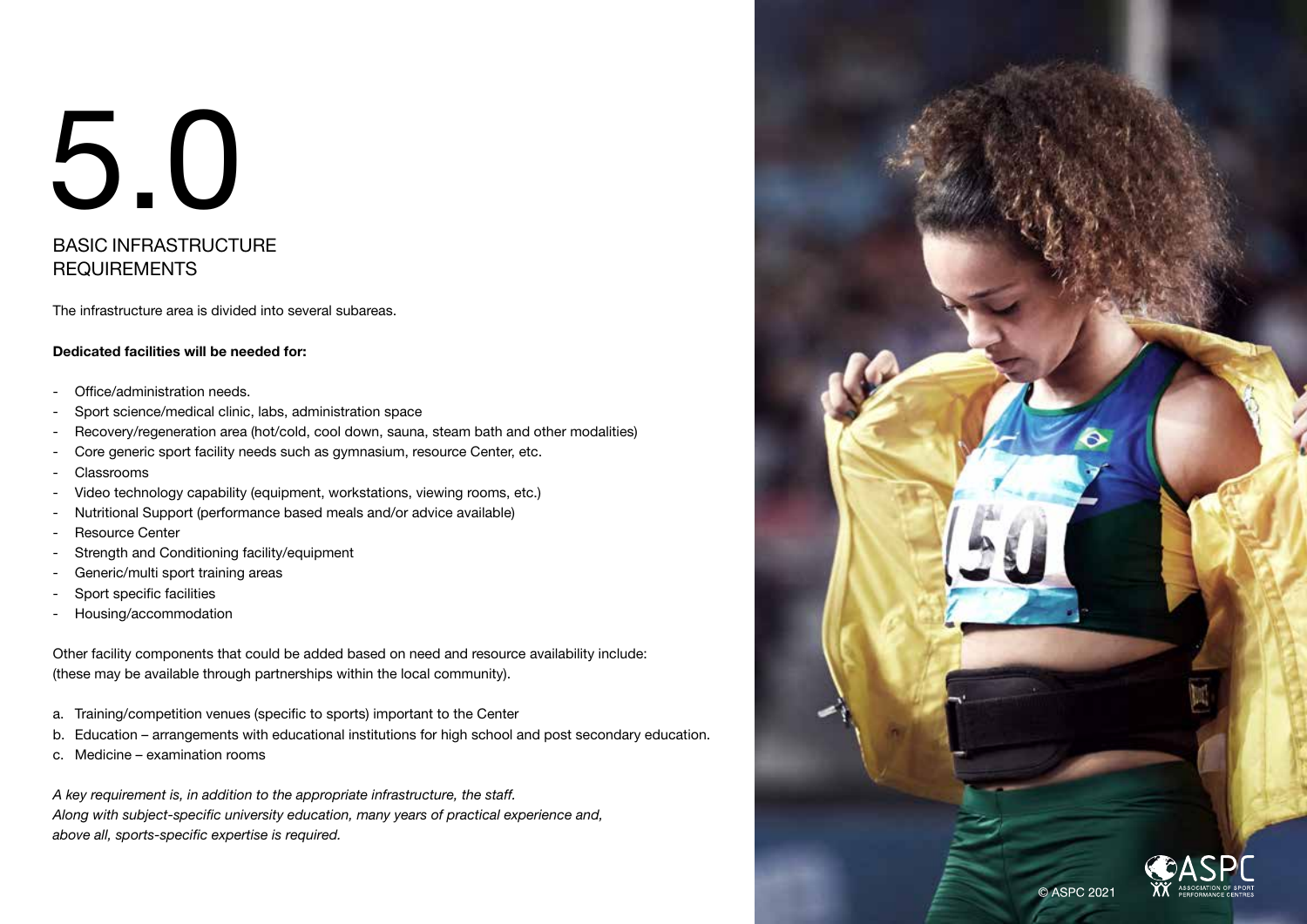# 5.0

## BASIC INFRASTRUCTURE REQUIREMENTS

The infrastructure area is divided into several subareas.

**Dedicated facilities will be needed for:**

- Office/administration needs.
- Sport science/medical clinic, labs, administration space
- Recovery/regeneration area (hot/cold, cool down, sauna, steam bath and other modalities)
- Core generic sport facility needs such as gymnasium, resource Center, etc.
- Classrooms
- Video technology capability (equipment, workstations, viewing rooms, etc.)
- Nutritional Support (performance based meals and/or advice available)
- Resource Center
- Strength and Conditioning facility/equipment
- Generic/multi sport training areas
- Sport specific facilities
- Housing/accommodation

Other facility components that could be added based on need and resource availability include:
(these may be available through partnerships within the local community).

a. Training/competition venues (specific to sports) important to the Center
b. Education – arrangements with educational institutions for high school and post secondary education.
c. Medicine – examination rooms

*A key requirement is, in addition to the appropriate infrastructure, the staff.*
*Along with subject-specific university education, many years of practical experience and, above all, sports-specific expertise is required.*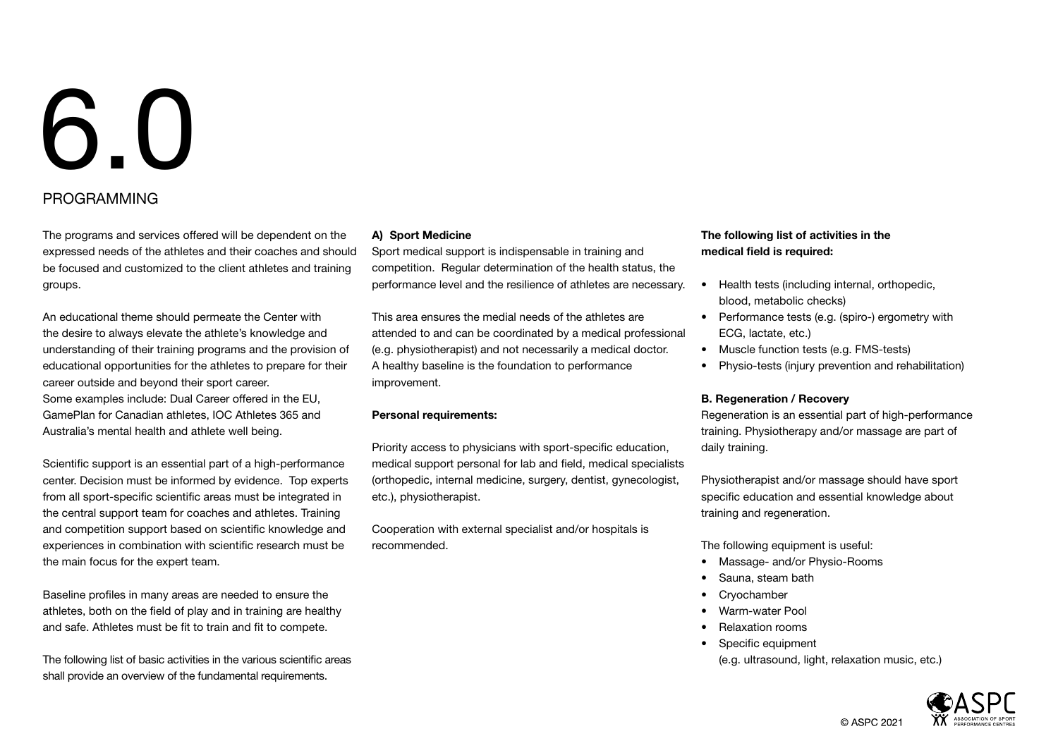# 6.0

## PROGRAMMING

The programs and services offered will be dependent on the expressed needs of the athletes and their coaches and should be focused and customized to the client athletes and training groups.

An educational theme should permeate the Center with the desire to always elevate the athlete's knowledge and understanding of their training programs and the provision of educational opportunities for the athletes to prepare for their career outside and beyond their sport career.
Some examples include: Dual Career offered in the EU, GamePlan for Canadian athletes, IOC Athletes 365 and Australia's mental health and athlete well being.

Scientific support is an essential part of a high-performance center. Decision must be informed by evidence. Top experts from all sport-specific scientific areas must be integrated in the central support team for coaches and athletes. Training and competition support based on scientific knowledge and experiences in combination with scientific research must be the main focus for the expert team.

Baseline profiles in many areas are needed to ensure the athletes, both on the field of play and in training are healthy and safe. Athletes must be fit to train and fit to compete.

The following list of basic activities in the various scientific areas shall provide an overview of the fundamental requirements.

**A) Sport Medicine**

Sport medical support is indispensable in training and competition. Regular determination of the health status, the performance level and the resilience of athletes are necessary.

This area ensures the medial needs of the athletes are attended to and can be coordinated by a medical professional (e.g. physiotherapist) and not necessarily a medical doctor. A healthy baseline is the foundation to performance improvement.

**Personal requirements:**

Priority access to physicians with sport-specific education, medical support personal for lab and field, medical specialists (orthopedic, internal medicine, surgery, dentist, gynecologist, etc.), physiotherapist.

Cooperation with external specialist and/or hospitals is recommended.

**The following list of activities in the medical field is required:**

- Health tests (including internal, orthopedic, blood, metabolic checks)
- Performance tests (e.g. (spiro-) ergometry with ECG, lactate, etc.)
- Muscle function tests (e.g. FMS-tests)
- Physio-tests (injury prevention and rehabilitation)

**B. Regeneration / Recovery**

Regeneration is an essential part of high-performance training. Physiotherapy and/or massage are part of daily training.

Physiotherapist and/or massage should have sport specific education and essential knowledge about training and regeneration.

The following equipment is useful:

- Massage- and/or Physio-Rooms
- Sauna, steam bath
- Cryochamber
- Warm-water Pool
- Relaxation rooms
- Specific equipment (e.g. ultrasound, light, relaxation music, etc.)

© ASPC 2021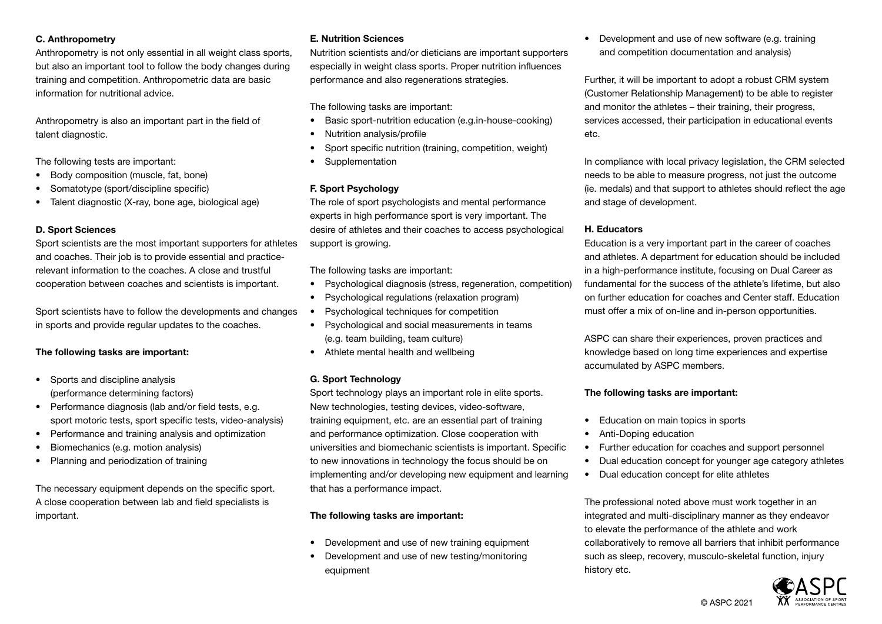#### C. Anthropometry

Anthropometry is not only essential in all weight class sports, but also an important tool to follow the body changes during training and competition. Anthropometric data are basic information for nutritional advice.

Anthropometry is also an important part in the field of talent diagnostic.

The following tests are important:

- Body composition (muscle, fat, bone)
- Somatotype (sport/discipline specific)
- Talent diagnostic (X-ray, bone age, biological age)

#### D. Sport Sciences

Sport scientists are the most important supporters for athletes and coaches. Their job is to provide essential and practice-relevant information to the coaches. A close and trustful cooperation between coaches and scientists is important.

Sport scientists have to follow the developments and changes in sports and provide regular updates to the coaches.

**The following tasks are important:**

- Sports and discipline analysis (performance determining factors)
- Performance diagnosis (lab and/or field tests, e.g. sport motoric tests, sport specific tests, video-analysis)
- Performance and training analysis and optimization
- Biomechanics (e.g. motion analysis)
- Planning and periodization of training

The necessary equipment depends on the specific sport. A close cooperation between lab and field specialists is important.

#### E. Nutrition Sciences

Nutrition scientists and/or dieticians are important supporters especially in weight class sports. Proper nutrition influences performance and also regenerations strategies.

The following tasks are important:

- Basic sport-nutrition education (e.g.in-house-cooking)
- Nutrition analysis/profile
- Sport specific nutrition (training, competition, weight)
- Supplementation

#### F. Sport Psychology

The role of sport psychologists and mental performance experts in high performance sport is very important. The desire of athletes and their coaches to access psychological support is growing.

The following tasks are important:

- Psychological diagnosis (stress, regeneration, competition)
- Psychological regulations (relaxation program)
- Psychological techniques for competition
- Psychological and social measurements in teams (e.g. team building, team culture)
- Athlete mental health and wellbeing

#### G. Sport Technology

Sport technology plays an important role in elite sports. New technologies, testing devices, video-software, training equipment, etc. are an essential part of training and performance optimization. Close cooperation with universities and biomechanic scientists is important. Specific to new innovations in technology the focus should be on implementing and/or developing new equipment and learning that has a performance impact.

**The following tasks are important:**

- Development and use of new training equipment
- Development and use of new testing/monitoring equipment
- Development and use of new software (e.g. training and competition documentation and analysis)

Further, it will be important to adopt a robust CRM system (Customer Relationship Management) to be able to register and monitor the athletes – their training, their progress, services accessed, their participation in educational events etc.

In compliance with local privacy legislation, the CRM selected needs to be able to measure progress, not just the outcome (ie. medals) and that support to athletes should reflect the age and stage of development.

#### H. Educators

Education is a very important part in the career of coaches and athletes. A department for education should be included in a high-performance institute, focusing on Dual Career as fundamental for the success of the athlete's lifetime, but also on further education for coaches and Center staff. Education must offer a mix of on-line and in-person opportunities.

ASPC can share their experiences, proven practices and knowledge based on long time experiences and expertise accumulated by ASPC members.

**The following tasks are important:**

- Education on main topics in sports
- Anti-Doping education
- Further education for coaches and support personnel
- Dual education concept for younger age category athletes
- Dual education concept for elite athletes

The professional noted above must work together in an integrated and multi-disciplinary manner as they endeavor to elevate the performance of the athlete and work collaboratively to remove all barriers that inhibit performance such as sleep, recovery, musculo-skeletal function, injury history etc.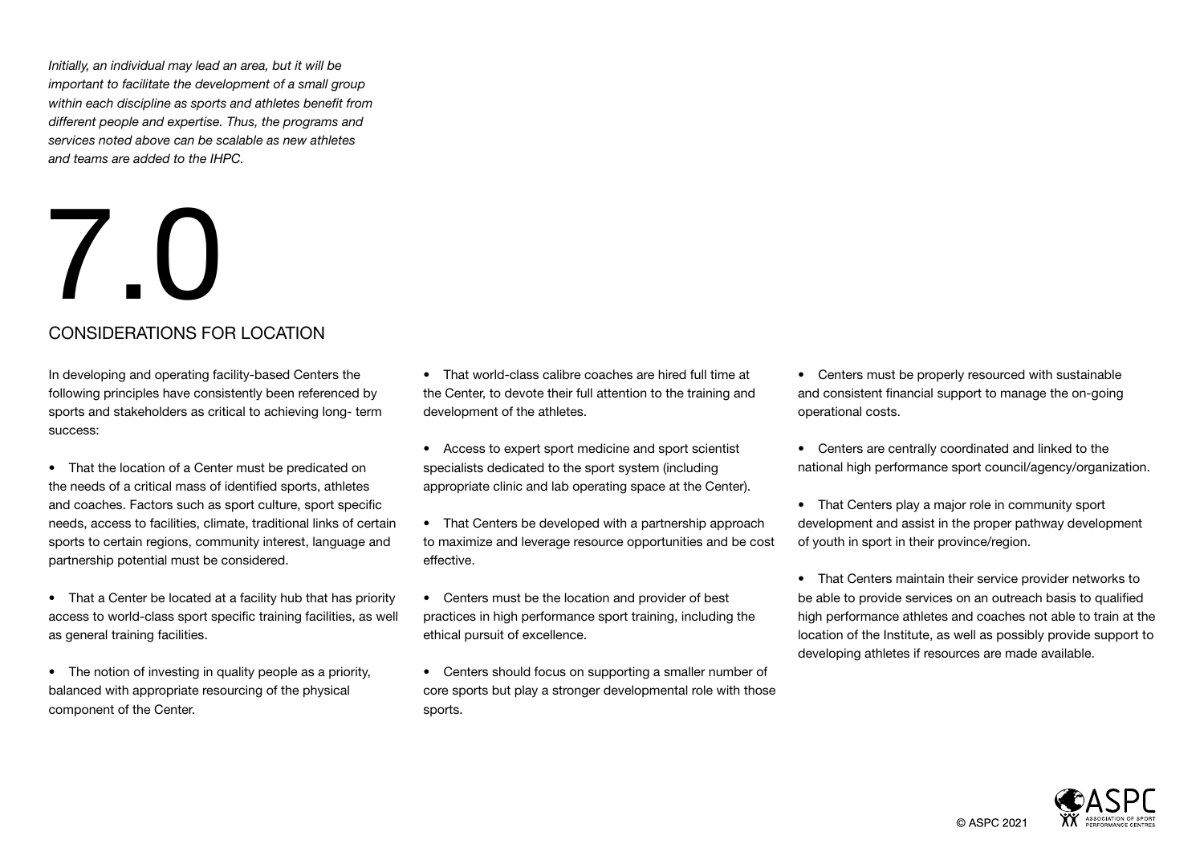*Initially, an individual may lead an area, but it will be important to facilitate the development of a small group within each discipline as sports and athletes benefit from different people and expertise. Thus, the programs and services noted above can be scalable as new athletes and teams are added to the IHPC.*

# 7.0

## CONSIDERATIONS FOR LOCATION

In developing and operating facility-based Centers the following principles have consistently been referenced by sports and stakeholders as critical to achieving long- term success:

- That the location of a Center must be predicated on the needs of a critical mass of identified sports, athletes and coaches. Factors such as sport culture, sport specific needs, access to facilities, climate, traditional links of certain sports to certain regions, community interest, language and partnership potential must be considered.
- That a Center be located at a facility hub that has priority access to world-class sport specific training facilities, as well as general training facilities.
- The notion of investing in quality people as a priority, balanced with appropriate resourcing of the physical component of the Center.
- That world-class calibre coaches are hired full time at the Center, to devote their full attention to the training and development of the athletes.
- Access to expert sport medicine and sport scientist specialists dedicated to the sport system (including appropriate clinic and lab operating space at the Center).
- That Centers be developed with a partnership approach to maximize and leverage resource opportunities and be cost effective.
- Centers must be the location and provider of best practices in high performance sport training, including the ethical pursuit of excellence.
- Centers should focus on supporting a smaller number of core sports but play a stronger developmental role with those sports.
- Centers must be properly resourced with sustainable and consistent financial support to manage the on-going operational costs.
- Centers are centrally coordinated and linked to the national high performance sport council/agency/organization.
- That Centers play a major role in community sport development and assist in the proper pathway development of youth in sport in their province/region.
- That Centers maintain their service provider networks to be able to provide services on an outreach basis to qualified high performance athletes and coaches not able to train at the location of the Institute, as well as possibly provide support to developing athletes if resources are made available.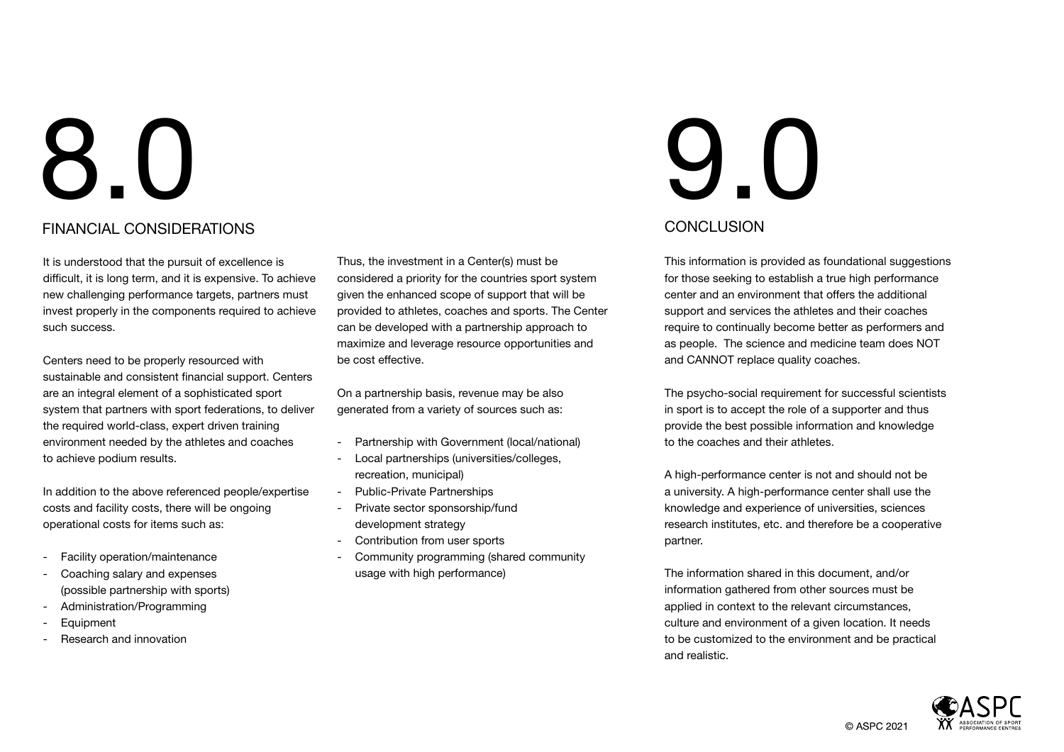# 8.0

## FINANCIAL CONSIDERATIONS

It is understood that the pursuit of excellence is difficult, it is long term, and it is expensive. To achieve new challenging performance targets, partners must invest properly in the components required to achieve such success.

Centers need to be properly resourced with sustainable and consistent financial support. Centers are an integral element of a sophisticated sport system that partners with sport federations, to deliver the required world-class, expert driven training environment needed by the athletes and coaches to achieve podium results.

In addition to the above referenced people/expertise costs and facility costs, there will be ongoing operational costs for items such as:

- Facility operation/maintenance
- Coaching salary and expenses (possible partnership with sports)
- Administration/Programming
- Equipment
- Research and innovation

Thus, the investment in a Center(s) must be considered a priority for the countries sport system given the enhanced scope of support that will be provided to athletes, coaches and sports. The Center can be developed with a partnership approach to maximize and leverage resource opportunities and be cost effective.

On a partnership basis, revenue may be also generated from a variety of sources such as:

- Partnership with Government (local/national)
- Local partnerships (universities/colleges, recreation, municipal)
- Public-Private Partnerships
- Private sector sponsorship/fund development strategy
- Contribution from user sports
- Community programming (shared community usage with high performance)

# 9.0

## CONCLUSION

This information is provided as foundational suggestions for those seeking to establish a true high performance center and an environment that offers the additional support and services the athletes and their coaches require to continually become better as performers and as people. The science and medicine team does NOT and CANNOT replace quality coaches.

The psycho-social requirement for successful scientists in sport is to accept the role of a supporter and thus provide the best possible information and knowledge to the coaches and their athletes.

A high-performance center is not and should not be a university. A high-performance center shall use the knowledge and experience of universities, sciences research institutes, etc. and therefore be a cooperative partner.

The information shared in this document, and/or information gathered from other sources must be applied in context to the relevant circumstances, culture and environment of a given location. It needs to be customized to the environment and be practical and realistic.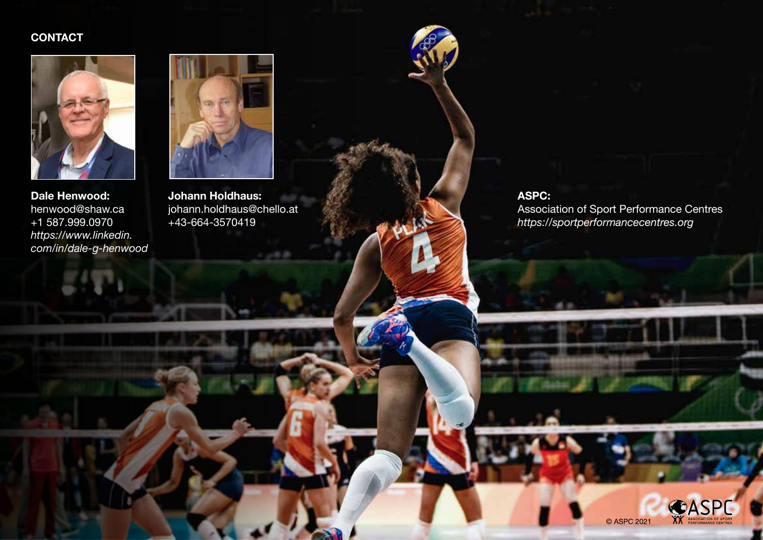## CONTACT

**Dale Henwood:**
henwood@shaw.ca
+1 587.999.0970
*https://www.linkedin.com/in/dale-g-henwood*

**Johann Holdhaus:**
johann.holdhaus@chello.at
+43-664-3570419

**ASPC:**
Association of Sport Performance Centres
*https://sportperformancecentres.org*

© ASPC 2021